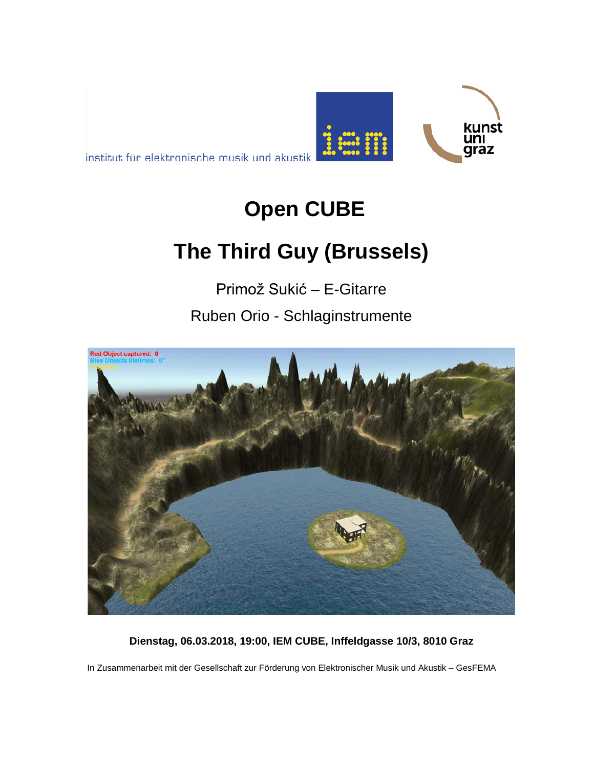institut für elektronische musik und akustik

# Open CUBE

# The Third Guy (Brussels)

Primož Sukić – E-Gitarre

Ruben Orio - Schlaginstrumente

**Dienstag, 06.03.2018, 19:00, IEM CUBE, Inffeldgasse 10/3, 8010 Graz**

In Zusammenarbeit mit der Gesellschaft zur Förderung von Elektronischer Musik und Akustik – GesFEMA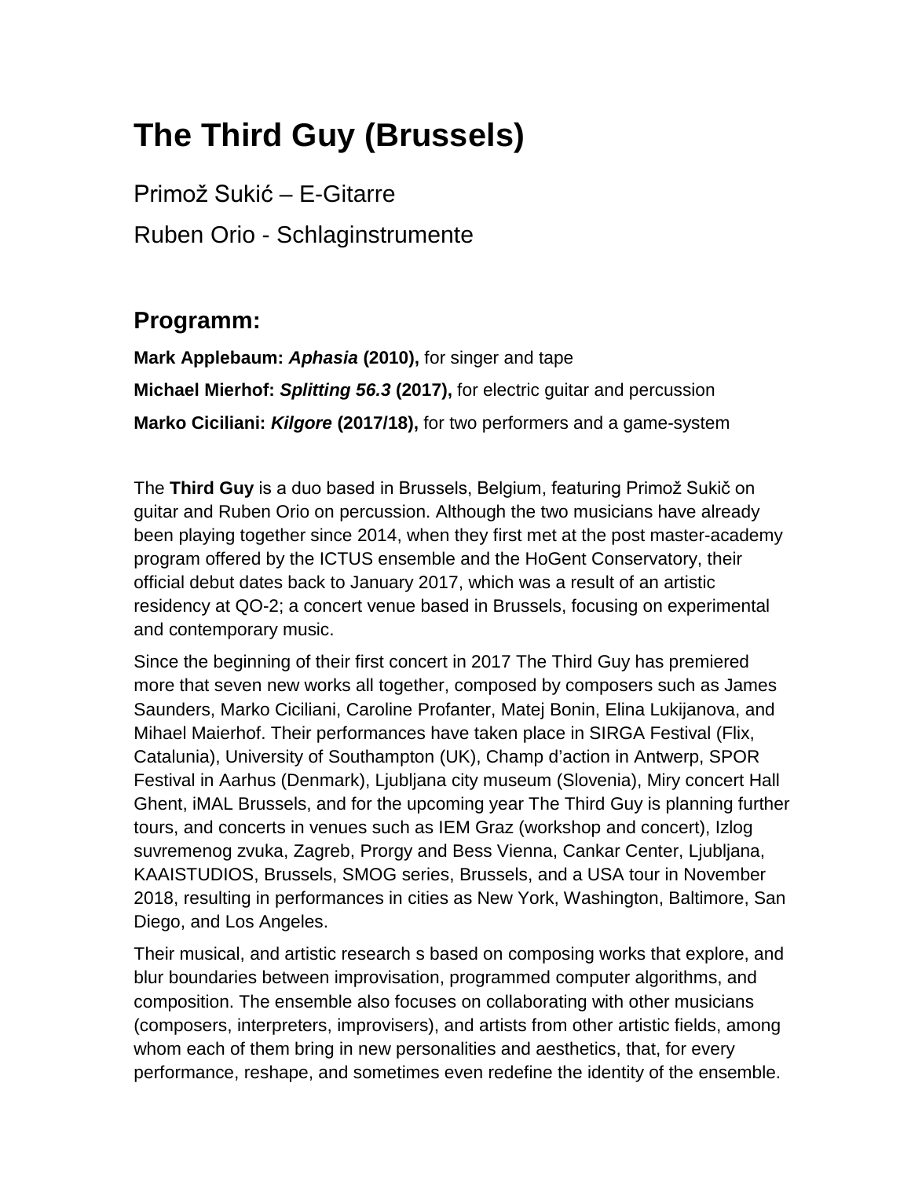# The Third Guy (Brussels)

Primož Sukić – E-Gitarre

Ruben Orio - Schlaginstrumente

## Programm:

**Mark Applebaum:** ***Aphasia*** **(2010),** for singer and tape

**Michael Mierhof:** ***Splitting 56.3*** **(2017),** for electric guitar and percussion

**Marko Ciciliani:** ***Kilgore*** **(2017/18),** for two performers and a game-system

The **Third Guy** is a duo based in Brussels, Belgium, featuring Primož Sukič on guitar and Ruben Orio on percussion. Although the two musicians have already been playing together since 2014, when they first met at the post master-academy program offered by the ICTUS ensemble and the HoGent Conservatory, their official debut dates back to January 2017, which was a result of an artistic residency at QO-2; a concert venue based in Brussels, focusing on experimental and contemporary music.

Since the beginning of their first concert in 2017 The Third Guy has premiered more that seven new works all together, composed by composers such as James Saunders, Marko Ciciliani, Caroline Profanter, Matej Bonin, Elina Lukijanova, and Mihael Maierhof. Their performances have taken place in SIRGA Festival (Flix, Catalunia), University of Southampton (UK), Champ d'action in Antwerp, SPOR Festival in Aarhus (Denmark), Ljubljana city museum (Slovenia), Miry concert Hall Ghent, iMAL Brussels, and for the upcoming year The Third Guy is planning further tours, and concerts in venues such as IEM Graz (workshop and concert), Izlog suvremenog zvuka, Zagreb, Prorgy and Bess Vienna, Cankar Center, Ljubljana, KAAISTUDIOS, Brussels, SMOG series, Brussels, and a USA tour in November 2018, resulting in performances in cities as New York, Washington, Baltimore, San Diego, and Los Angeles.

Their musical, and artistic research s based on composing works that explore, and blur boundaries between improvisation, programmed computer algorithms, and composition. The ensemble also focuses on collaborating with other musicians (composers, interpreters, improvisers), and artists from other artistic fields, among whom each of them bring in new personalities and aesthetics, that, for every performance, reshape, and sometimes even redefine the identity of the ensemble.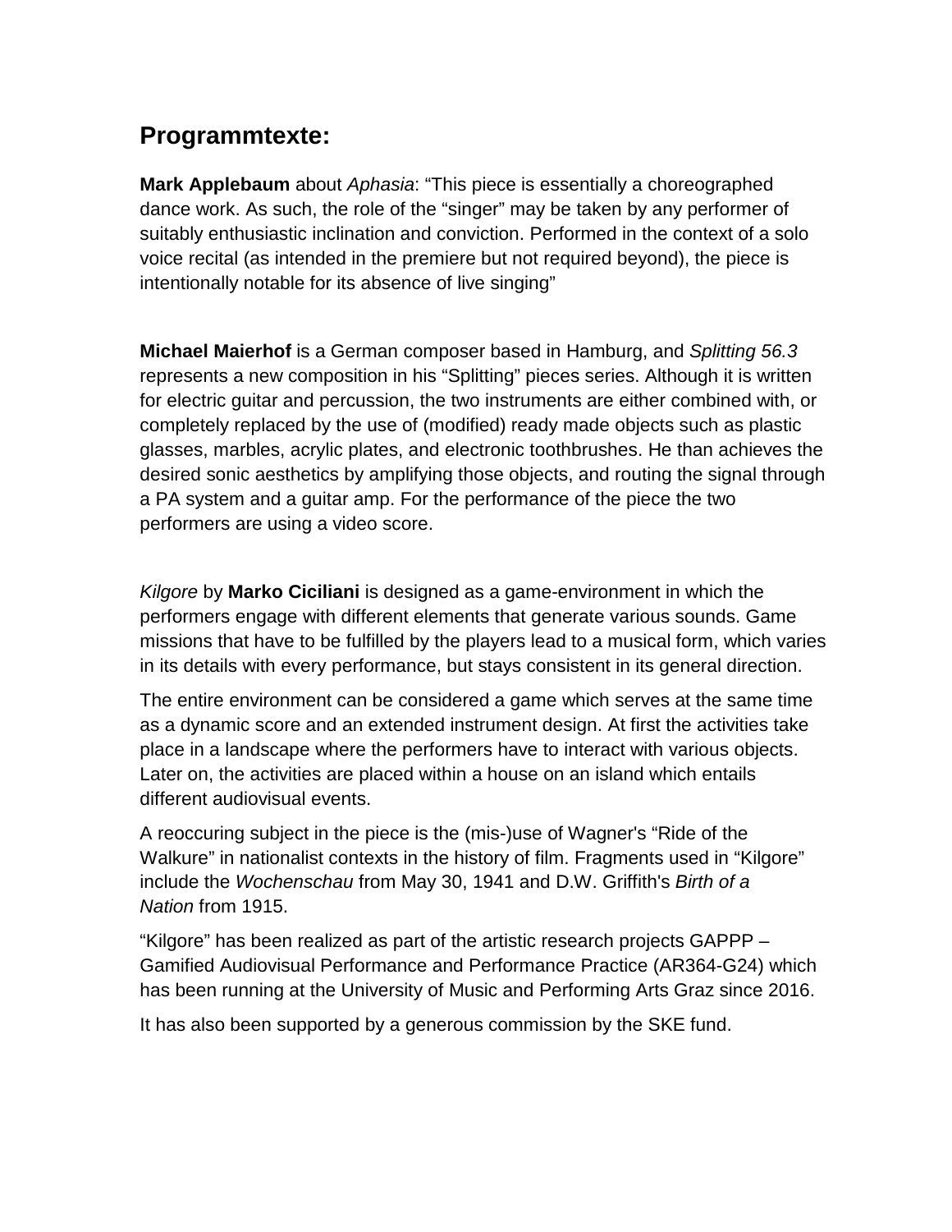## Programmtexte:

**Mark Applebaum** about *Aphasia*: “This piece is essentially a choreographed dance work. As such, the role of the “singer” may be taken by any performer of suitably enthusiastic inclination and conviction. Performed in the context of a solo voice recital (as intended in the premiere but not required beyond), the piece is intentionally notable for its absence of live singing”

**Michael Maierhof** is a German composer based in Hamburg, and *Splitting 56.3* represents a new composition in his “Splitting” pieces series. Although it is written for electric guitar and percussion, the two instruments are either combined with, or completely replaced by the use of (modified) ready made objects such as plastic glasses, marbles, acrylic plates, and electronic toothbrushes. He than achieves the desired sonic aesthetics by amplifying those objects, and routing the signal through a PA system and a guitar amp. For the performance of the piece the two performers are using a video score.

*Kilgore* by **Marko Ciciliani** is designed as a game-environment in which the performers engage with different elements that generate various sounds. Game missions that have to be fulfilled by the players lead to a musical form, which varies in its details with every performance, but stays consistent in its general direction.

The entire environment can be considered a game which serves at the same time as a dynamic score and an extended instrument design. At first the activities take place in a landscape where the performers have to interact with various objects. Later on, the activities are placed within a house on an island which entails different audiovisual events.

A reoccuring subject in the piece is the (mis-)use of Wagner's “Ride of the Walkure” in nationalist contexts in the history of film. Fragments used in “Kilgore” include the *Wochenschau* from May 30, 1941 and D.W. Griffith's *Birth of a Nation* from 1915.

“Kilgore” has been realized as part of the artistic research projects GAPPP – Gamified Audiovisual Performance and Performance Practice (AR364-G24) which has been running at the University of Music and Performing Arts Graz since 2016.

It has also been supported by a generous commission by the SKE fund.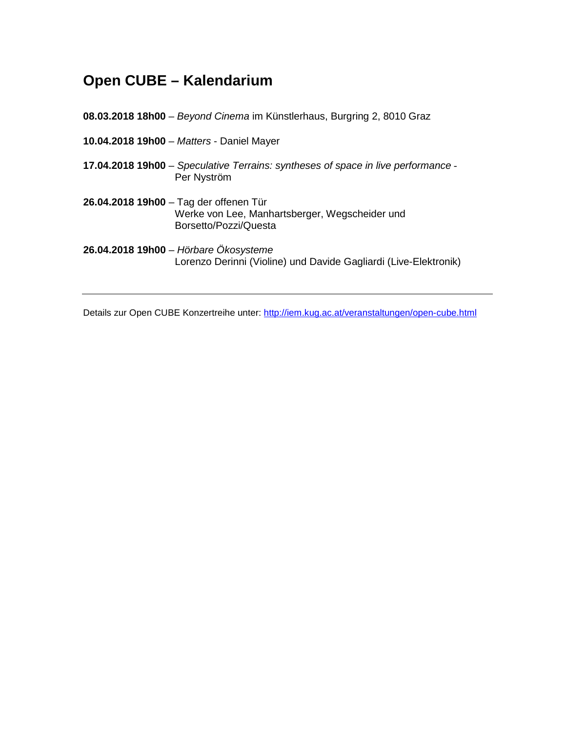# Open CUBE – Kalendarium

**08.03.2018 18h00** – *Beyond Cinema* im Künstlerhaus, Burgring 2, 8010 Graz

**10.04.2018 19h00** – *Matters* - Daniel Mayer

**17.04.2018 19h00** – *Speculative Terrains: syntheses of space in live performance* - Per Nyström

**26.04.2018 19h00** – Tag der offenen Tür
Werke von Lee, Manhartsberger, Wegscheider und Borsetto/Pozzi/Questa

**26.04.2018 19h00** – *Hörbare Ökosysteme*
Lorenzo Derinni (Violine) und Davide Gagliardi (Live-Elektronik)

---

Details zur Open CUBE Konzertreihe unter: http://iem.kug.ac.at/veranstaltungen/open-cube.html